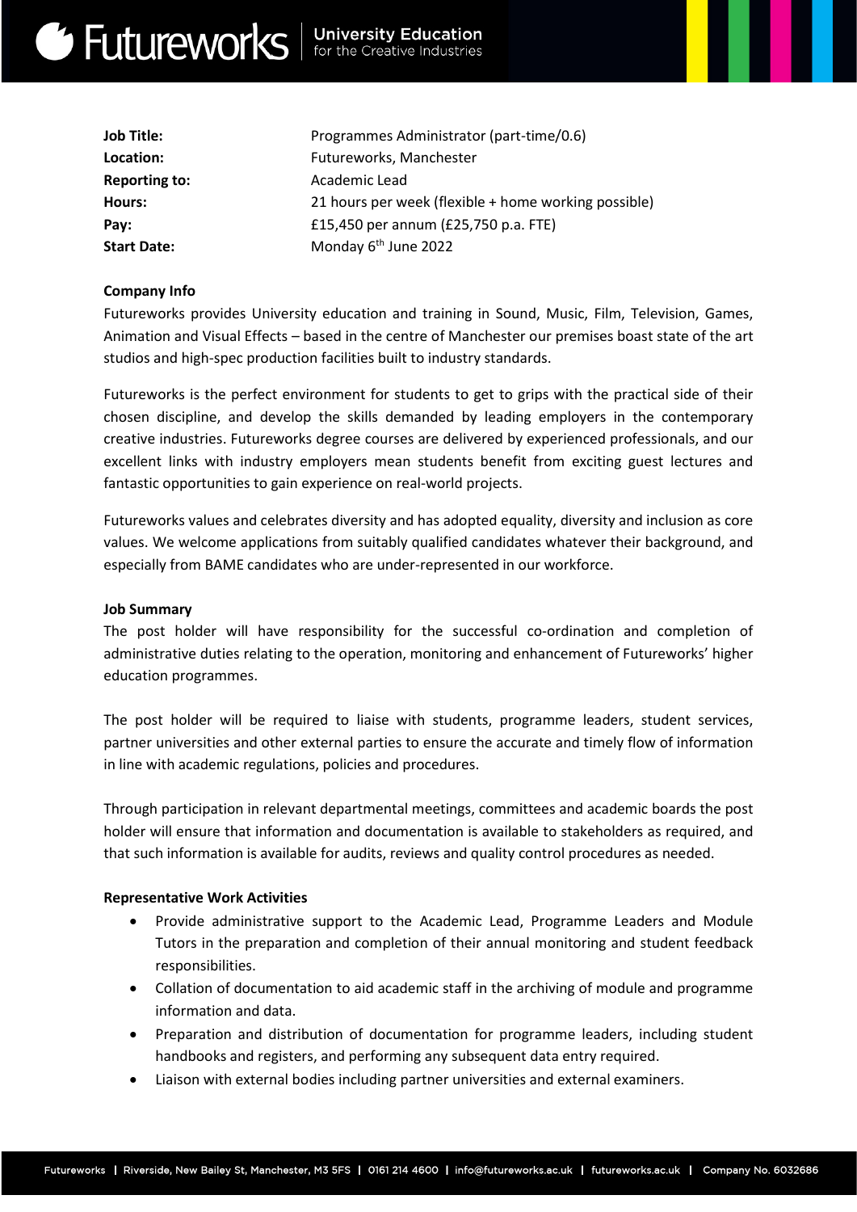| | |
|---|---|
| **Job Title:** | Programmes Administrator (part-time/0.6) |
| **Location:** | Futureworks, Manchester |
| **Reporting to:** | Academic Lead |
| **Hours:** | 21 hours per week (flexible + home working possible) |
| **Pay:** | £15,450 per annum (£25,750 p.a. FTE) |
| **Start Date:** | Monday 6th June 2022 |

**Company Info**

Futureworks provides University education and training in Sound, Music, Film, Television, Games, Animation and Visual Effects – based in the centre of Manchester our premises boast state of the art studios and high-spec production facilities built to industry standards.

Futureworks is the perfect environment for students to get to grips with the practical side of their chosen discipline, and develop the skills demanded by leading employers in the contemporary creative industries. Futureworks degree courses are delivered by experienced professionals, and our excellent links with industry employers mean students benefit from exciting guest lectures and fantastic opportunities to gain experience on real-world projects.

Futureworks values and celebrates diversity and has adopted equality, diversity and inclusion as core values. We welcome applications from suitably qualified candidates whatever their background, and especially from BAME candidates who are under-represented in our workforce.

**Job Summary**

The post holder will have responsibility for the successful co-ordination and completion of administrative duties relating to the operation, monitoring and enhancement of Futureworks' higher education programmes.

The post holder will be required to liaise with students, programme leaders, student services, partner universities and other external parties to ensure the accurate and timely flow of information in line with academic regulations, policies and procedures.

Through participation in relevant departmental meetings, committees and academic boards the post holder will ensure that information and documentation is available to stakeholders as required, and that such information is available for audits, reviews and quality control procedures as needed.

**Representative Work Activities**

- Provide administrative support to the Academic Lead, Programme Leaders and Module Tutors in the preparation and completion of their annual monitoring and student feedback responsibilities.
- Collation of documentation to aid academic staff in the archiving of module and programme information and data.
- Preparation and distribution of documentation for programme leaders, including student handbooks and registers, and performing any subsequent data entry required.
- Liaison with external bodies including partner universities and external examiners.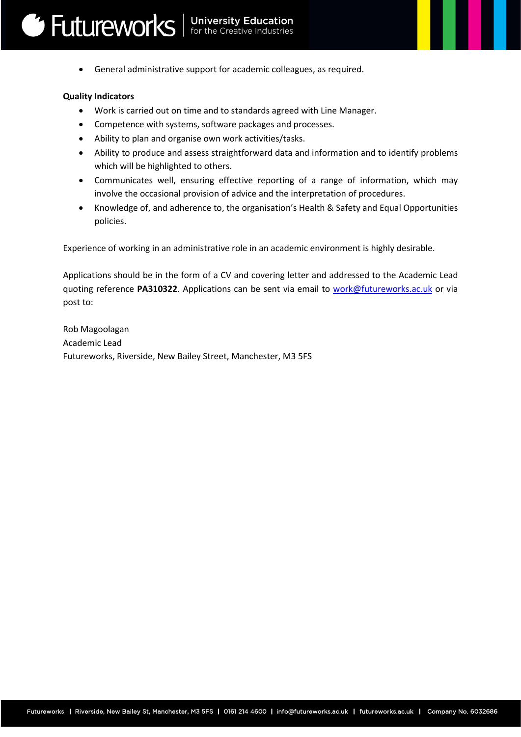- General administrative support for academic colleagues, as required.

**Quality Indicators**

- Work is carried out on time and to standards agreed with Line Manager.
- Competence with systems, software packages and processes.
- Ability to plan and organise own work activities/tasks.
- Ability to produce and assess straightforward data and information and to identify problems which will be highlighted to others.
- Communicates well, ensuring effective reporting of a range of information, which may involve the occasional provision of advice and the interpretation of procedures.
- Knowledge of, and adherence to, the organisation's Health & Safety and Equal Opportunities policies.

Experience of working in an administrative role in an academic environment is highly desirable.

Applications should be in the form of a CV and covering letter and addressed to the Academic Lead quoting reference **PA310322**. Applications can be sent via email to work@futureworks.ac.uk or via post to:

Rob Magoolagan
Academic Lead
Futureworks, Riverside, New Bailey Street, Manchester, M3 5FS